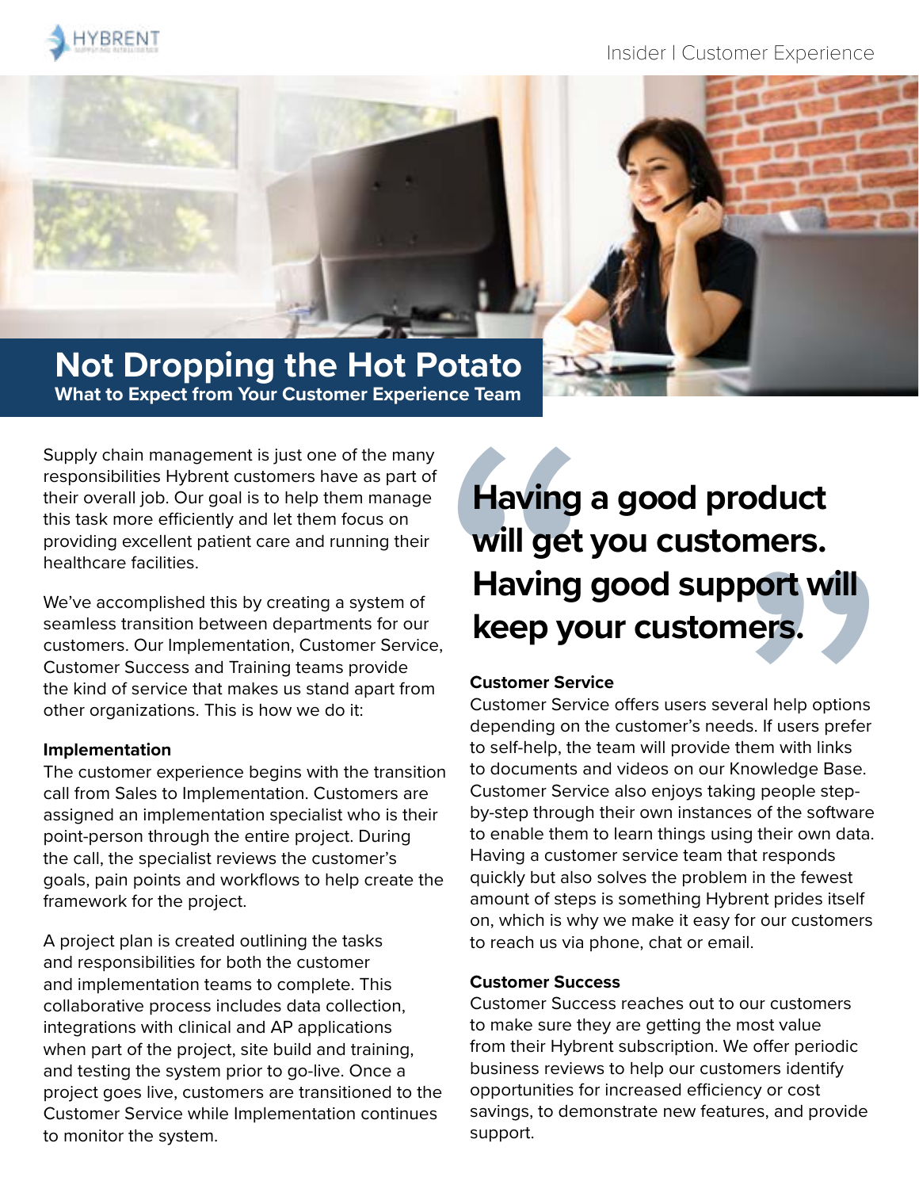# Not Dropping the Hot Potato

**What to Expect from Your Customer Experience Team**

Supply chain management is just one of the many responsibilities Hybrent customers have as part of their overall job. Our goal is to help them manage this task more efficiently and let them focus on providing excellent patient care and running their healthcare facilities.

We've accomplished this by creating a system of seamless transition between departments for our customers. Our Implementation, Customer Service, Customer Success and Training teams provide the kind of service that makes us stand apart from other organizations. This is how we do it:

**Implementation**

The customer experience begins with the transition call from Sales to Implementation. Customers are assigned an implementation specialist who is their point-person through the entire project. During the call, the specialist reviews the customer's goals, pain points and workflows to help create the framework for the project.

A project plan is created outlining the tasks and responsibilities for both the customer and implementation teams to complete. This collaborative process includes data collection, integrations with clinical and AP applications when part of the project, site build and training, and testing the system prior to go-live. Once a project goes live, customers are transitioned to the Customer Service while Implementation continues to monitor the system.

> **Having a good product will get you customers. Having good support will keep your customers.**

**Customer Service**

Customer Service offers users several help options depending on the customer's needs. If users prefer to self-help, the team will provide them with links to documents and videos on our Knowledge Base. Customer Service also enjoys taking people step-by-step through their own instances of the software to enable them to learn things using their own data. Having a customer service team that responds quickly but also solves the problem in the fewest amount of steps is something Hybrent prides itself on, which is why we make it easy for our customers to reach us via phone, chat or email.

**Customer Success**

Customer Success reaches out to our customers to make sure they are getting the most value from their Hybrent subscription. We offer periodic business reviews to help our customers identify opportunities for increased efficiency or cost savings, to demonstrate new features, and provide support.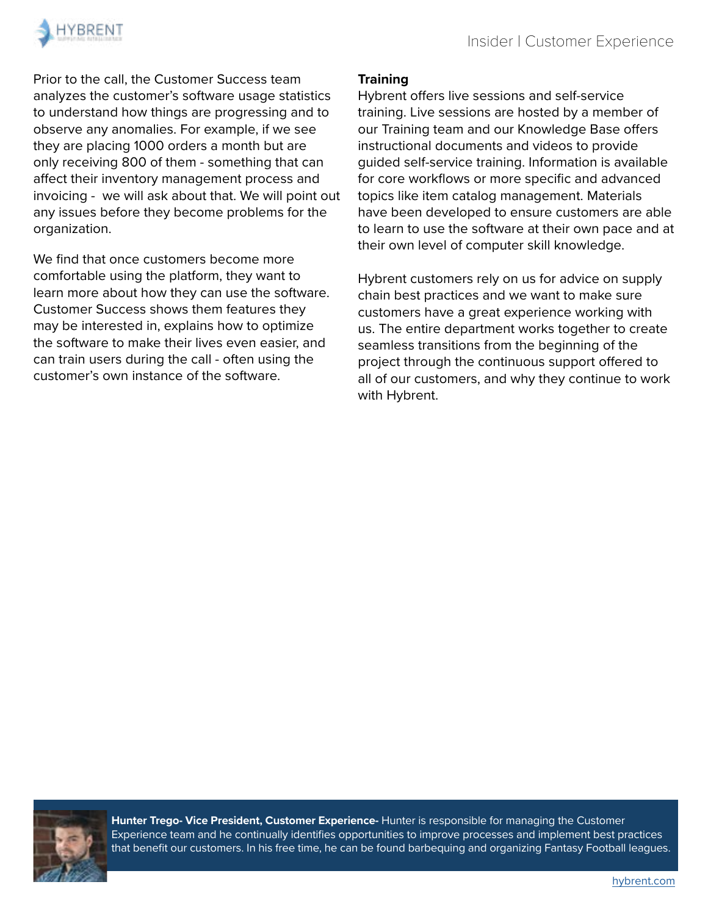Prior to the call, the Customer Success team analyzes the customer's software usage statistics to understand how things are progressing and to observe any anomalies. For example, if we see they are placing 1000 orders a month but are only receiving 800 of them - something that can affect their inventory management process and invoicing - we will ask about that. We will point out any issues before they become problems for the organization.

We find that once customers become more comfortable using the platform, they want to learn more about how they can use the software. Customer Success shows them features they may be interested in, explains how to optimize the software to make their lives even easier, and can train users during the call - often using the customer's own instance of the software.

**Training**

Hybrent offers live sessions and self-service training. Live sessions are hosted by a member of our Training team and our Knowledge Base offers instructional documents and videos to provide guided self-service training. Information is available for core workflows or more specific and advanced topics like item catalog management. Materials have been developed to ensure customers are able to learn to use the software at their own pace and at their own level of computer skill knowledge.

Hybrent customers rely on us for advice on supply chain best practices and we want to make sure customers have a great experience working with us. The entire department works together to create seamless transitions from the beginning of the project through the continuous support offered to all of our customers, and why they continue to work with Hybrent.

**Hunter Trego- Vice President, Customer Experience-** Hunter is responsible for managing the Customer Experience team and he continually identifies opportunities to improve processes and implement best practices that benefit our customers. In his free time, he can be found barbequing and organizing Fantasy Football leagues.

hybrent.com